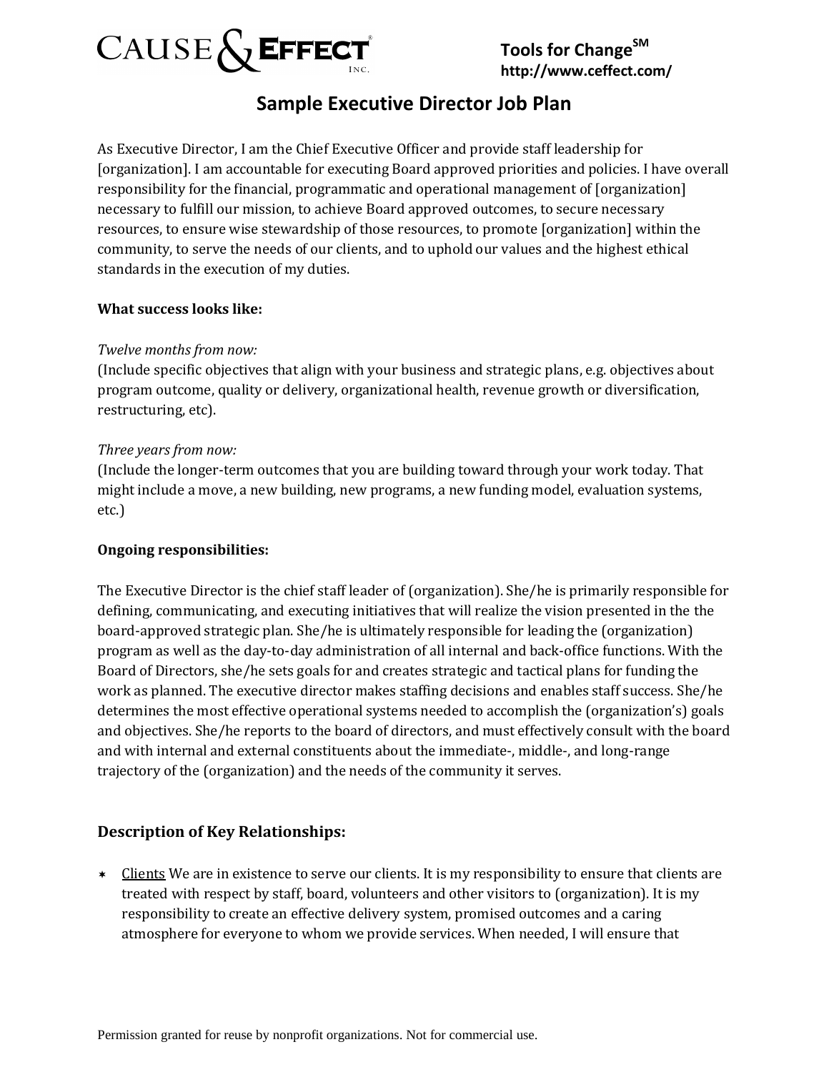CAUSE & EFFECT INC.

**Tools for Change**SM
**http://www.ceffect.com/**

# Sample Executive Director Job Plan

As Executive Director, I am the Chief Executive Officer and provide staff leadership for [organization]. I am accountable for executing Board approved priorities and policies. I have overall responsibility for the financial, programmatic and operational management of [organization] necessary to fulfill our mission, to achieve Board approved outcomes, to secure necessary resources, to ensure wise stewardship of those resources, to promote [organization] within the community, to serve the needs of our clients, and to uphold our values and the highest ethical standards in the execution of my duties.

**What success looks like:**

*Twelve months from now:*
(Include specific objectives that align with your business and strategic plans, e.g. objectives about program outcome, quality or delivery, organizational health, revenue growth or diversification, restructuring, etc).

*Three years from now:*
(Include the longer-term outcomes that you are building toward through your work today. That might include a move, a new building, new programs, a new funding model, evaluation systems, etc.)

**Ongoing responsibilities:**

The Executive Director is the chief staff leader of (organization). She/he is primarily responsible for defining, communicating, and executing initiatives that will realize the vision presented in the the board-approved strategic plan. She/he is ultimately responsible for leading the (organization) program as well as the day-to-day administration of all internal and back-office functions. With the Board of Directors, she/he sets goals for and creates strategic and tactical plans for funding the work as planned. The executive director makes staffing decisions and enables staff success. She/he determines the most effective operational systems needed to accomplish the (organization's) goals and objectives. She/he reports to the board of directors, and must effectively consult with the board and with internal and external constituents about the immediate-, middle-, and long-range trajectory of the (organization) and the needs of the community it serves.

### Description of Key Relationships:

- Clients We are in existence to serve our clients. It is my responsibility to ensure that clients are treated with respect by staff, board, volunteers and other visitors to (organization). It is my responsibility to create an effective delivery system, promised outcomes and a caring atmosphere for everyone to whom we provide services. When needed, I will ensure that

Permission granted for reuse by nonprofit organizations. Not for commercial use.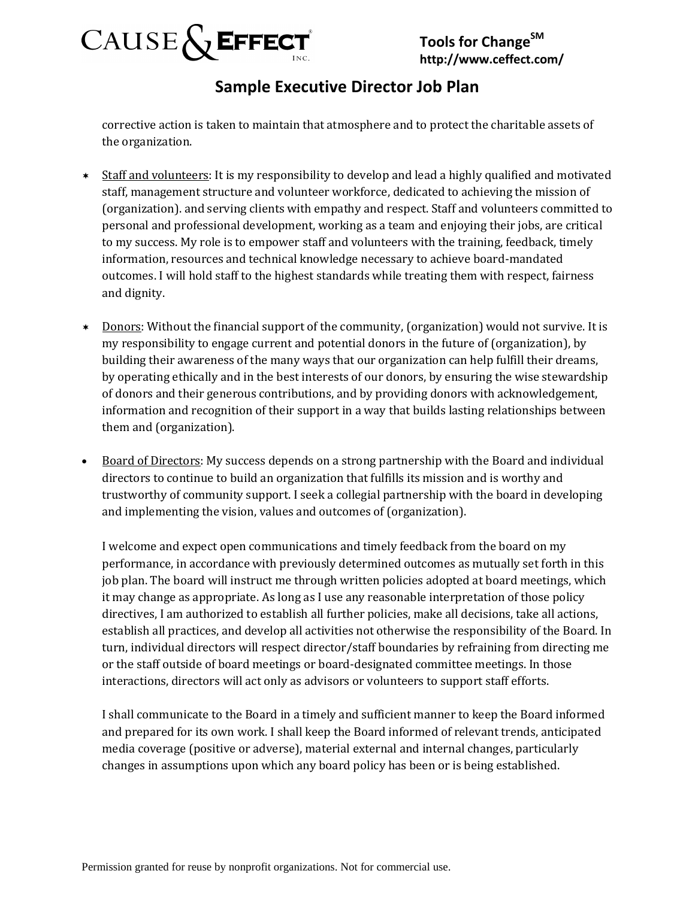corrective action is taken to maintain that atmosphere and to protect the charitable assets of the organization.

- <u>Staff and volunteers</u>: It is my responsibility to develop and lead a highly qualified and motivated staff, management structure and volunteer workforce, dedicated to achieving the mission of (organization). and serving clients with empathy and respect. Staff and volunteers committed to personal and professional development, working as a team and enjoying their jobs, are critical to my success. My role is to empower staff and volunteers with the training, feedback, timely information, resources and technical knowledge necessary to achieve board-mandated outcomes. I will hold staff to the highest standards while treating them with respect, fairness and dignity.

- <u>Donors</u>: Without the financial support of the community, (organization) would not survive. It is my responsibility to engage current and potential donors in the future of (organization), by building their awareness of the many ways that our organization can help fulfill their dreams, by operating ethically and in the best interests of our donors, by ensuring the wise stewardship of donors and their generous contributions, and by providing donors with acknowledgement, information and recognition of their support in a way that builds lasting relationships between them and (organization).

- <u>Board of Directors</u>: My success depends on a strong partnership with the Board and individual directors to continue to build an organization that fulfills its mission and is worthy and trustworthy of community support. I seek a collegial partnership with the board in developing and implementing the vision, values and outcomes of (organization).

  I welcome and expect open communications and timely feedback from the board on my performance, in accordance with previously determined outcomes as mutually set forth in this job plan. The board will instruct me through written policies adopted at board meetings, which it may change as appropriate. As long as I use any reasonable interpretation of those policy directives, I am authorized to establish all further policies, make all decisions, take all actions, establish all practices, and develop all activities not otherwise the responsibility of the Board. In turn, individual directors will respect director/staff boundaries by refraining from directing me or the staff outside of board meetings or board-designated committee meetings. In those interactions, directors will act only as advisors or volunteers to support staff efforts.

  I shall communicate to the Board in a timely and sufficient manner to keep the Board informed and prepared for its own work. I shall keep the Board informed of relevant trends, anticipated media coverage (positive or adverse), material external and internal changes, particularly changes in assumptions upon which any board policy has been or is being established.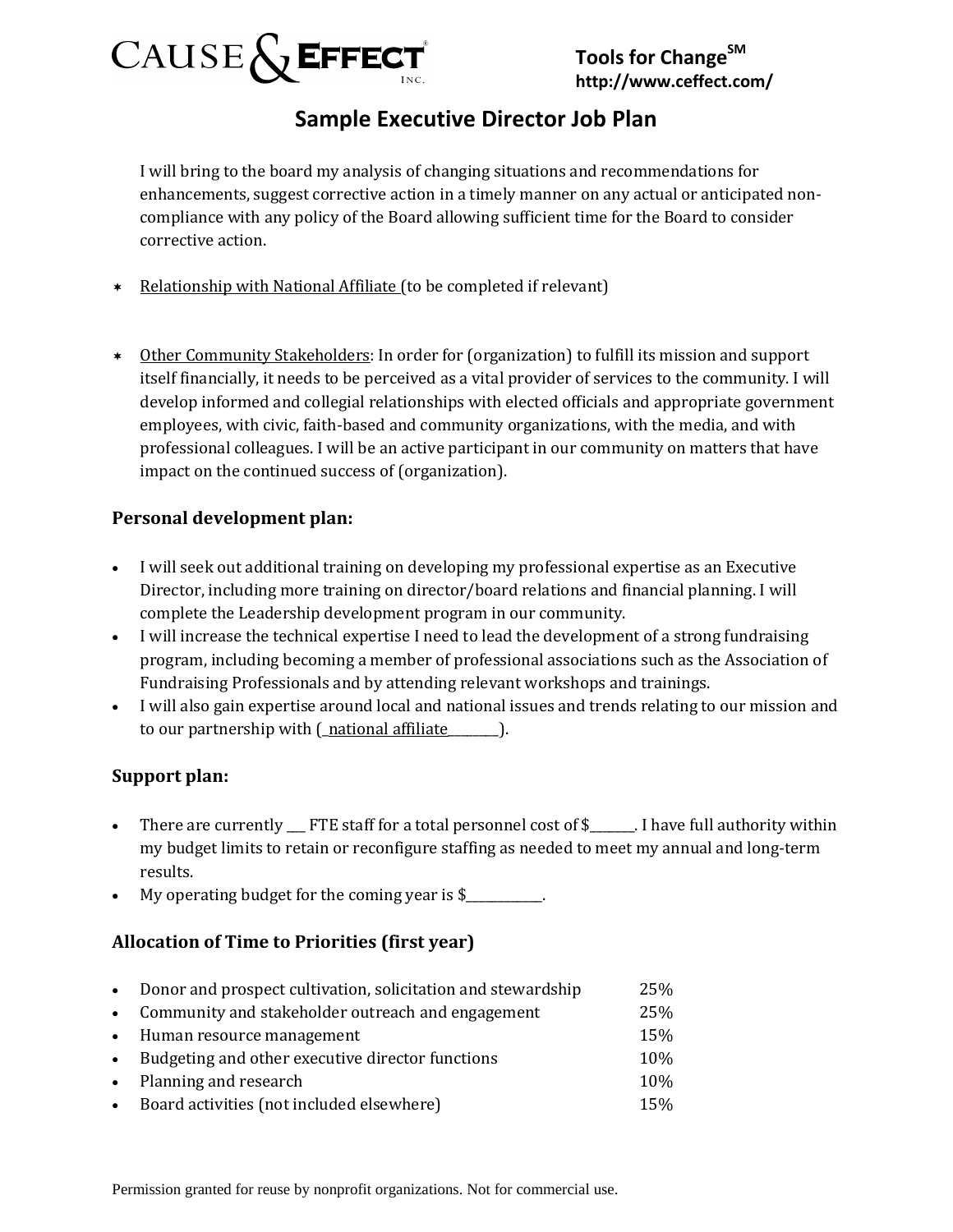I will bring to the board my analysis of changing situations and recommendations for enhancements, suggest corrective action in a timely manner on any actual or anticipated non-compliance with any policy of the Board allowing sufficient time for the Board to consider corrective action.

- Relationship with National Affiliate (to be completed if relevant)

- Other Community Stakeholders: In order for (organization) to fulfill its mission and support itself financially, it needs to be perceived as a vital provider of services to the community. I will develop informed and collegial relationships with elected officials and appropriate government employees, with civic, faith-based and community organizations, with the media, and with professional colleagues. I will be an active participant in our community on matters that have impact on the continued success of (organization).

### Personal development plan:

- I will seek out additional training on developing my professional expertise as an Executive Director, including more training on director/board relations and financial planning. I will complete the Leadership development program in our community.
- I will increase the technical expertise I need to lead the development of a strong fundraising program, including becoming a member of professional associations such as the Association of Fundraising Professionals and by attending relevant workshops and trainings.
- I will also gain expertise around local and national issues and trends relating to our mission and to our partnership with (_national affiliate________).

### Support plan:

- There are currently ___ FTE staff for a total personnel cost of $_______. I have full authority within my budget limits to retain or reconfigure staffing as needed to meet my annual and long-term results.
- My operating budget for the coming year is $____________.

### Allocation of Time to Priorities (first year)

- Donor and prospect cultivation, solicitation and stewardship 25%
- Community and stakeholder outreach and engagement 25%
- Human resource management 15%
- Budgeting and other executive director functions 10%
- Planning and research 10%
- Board activities (not included elsewhere) 15%

Permission granted for reuse by nonprofit organizations. Not for commercial use.